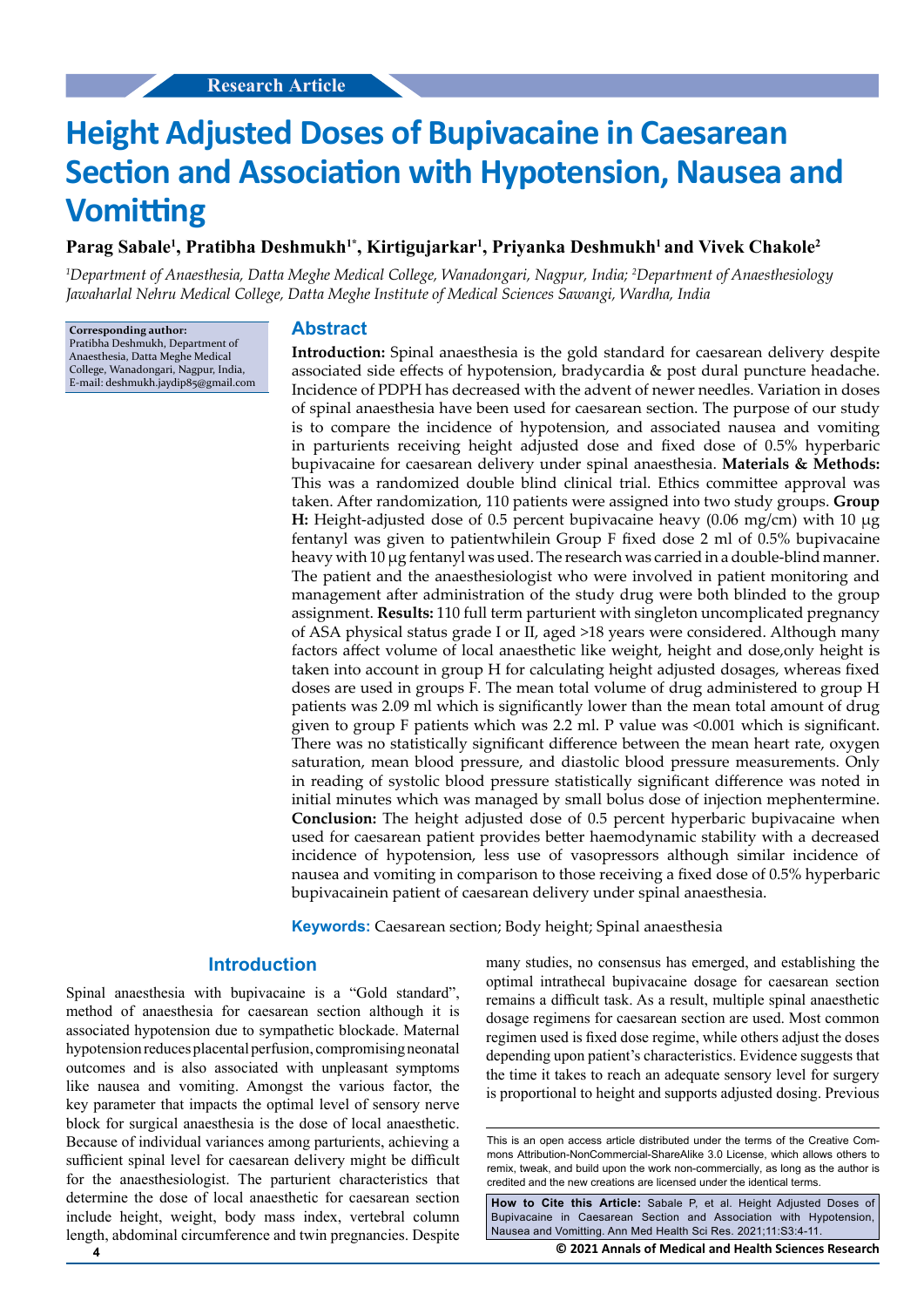Research Article

# Height Adjusted Doses of Bupivacaine in Caesarean Section and Association with Hypotension, Nausea and Vomitting

**Parag Sabale[1], Pratibha Deshmukh[1*], Kirtigujarkar[1], Priyanka Deshmukh[1] and Vivek Chakole[2]**

*[1]Department of Anaesthesia, Datta Meghe Medical College, Wanadongari, Nagpur, India; [2]Department of Anaesthesiology Jawaharlal Nehru Medical College, Datta Meghe Institute of Medical Sciences Sawangi, Wardha, India*

**Corresponding author:** Pratibha Deshmukh, Department of Anaesthesia, Datta Meghe Medical College, Wanadongari, Nagpur, India, E-mail: deshmukh.jaydip85@gmail.com

## Abstract

**Introduction:** Spinal anaesthesia is the gold standard for caesarean delivery despite associated side effects of hypotension, bradycardia & post dural puncture headache. Incidence of PDPH has decreased with the advent of newer needles. Variation in doses of spinal anaesthesia have been used for caesarean section. The purpose of our study is to compare the incidence of hypotension, and associated nausea and vomiting in parturients receiving height adjusted dose and fixed dose of 0.5% hyperbaric bupivacaine for caesarean delivery under spinal anaesthesia. **Materials & Methods:** This was a randomized double blind clinical trial. Ethics committee approval was taken. After randomization, 110 patients were assigned into two study groups. **Group H:** Height-adjusted dose of 0.5 percent bupivacaine heavy (0.06 mg/cm) with 10 μg fentanyl was given to patientwhilein Group F fixed dose 2 ml of 0.5% bupivacaine heavy with 10 μg fentanyl was used. The research was carried in a double-blind manner. The patient and the anaesthesiologist who were involved in patient monitoring and management after administration of the study drug were both blinded to the group assignment. **Results:** 110 full term parturient with singleton uncomplicated pregnancy of ASA physical status grade I or II, aged >18 years were considered. Although many factors affect volume of local anaesthetic like weight, height and dose,only height is taken into account in group H for calculating height adjusted dosages, whereas fixed doses are used in groups F. The mean total volume of drug administered to group H patients was 2.09 ml which is significantly lower than the mean total amount of drug given to group F patients which was 2.2 ml. P value was <0.001 which is significant. There was no statistically significant difference between the mean heart rate, oxygen saturation, mean blood pressure, and diastolic blood pressure measurements. Only in reading of systolic blood pressure statistically significant difference was noted in initial minutes which was managed by small bolus dose of injection mephentermine. **Conclusion:** The height adjusted dose of 0.5 percent hyperbaric bupivacaine when used for caesarean patient provides better haemodynamic stability with a decreased incidence of hypotension, less use of vasopressors although similar incidence of nausea and vomiting in comparison to those receiving a fixed dose of 0.5% hyperbaric bupivacainein patient of caesarean delivery under spinal anaesthesia.

**Keywords:** Caesarean section; Body height; Spinal anaesthesia

## Introduction

Spinal anaesthesia with bupivacaine is a "Gold standard", method of anaesthesia for caesarean section although it is associated hypotension due to sympathetic blockade. Maternal hypotension reduces placental perfusion, compromising neonatal outcomes and is also associated with unpleasant symptoms like nausea and vomiting. Amongst the various factor, the key parameter that impacts the optimal level of sensory nerve block for surgical anaesthesia is the dose of local anaesthetic. Because of individual variances among parturients, achieving a sufficient spinal level for caesarean delivery might be difficult for the anaesthesiologist. The parturient characteristics that determine the dose of local anaesthetic for caesarean section include height, weight, body mass index, vertebral column length, abdominal circumference and twin pregnancies. Despite many studies, no consensus has emerged, and establishing the optimal intrathecal bupivacaine dosage for caesarean section remains a difficult task. As a result, multiple spinal anaesthetic dosage regimens for caesarean section are used. Most common regimen used is fixed dose regime, while others adjust the doses depending upon patient's characteristics. Evidence suggests that the time it takes to reach an adequate sensory level for surgery is proportional to height and supports adjusted dosing. Previous

This is an open access article distributed under the terms of the Creative Commons Attribution-NonCommercial-ShareAlike 3.0 License, which allows others to remix, tweak, and build upon the work non-commercially, as long as the author is credited and the new creations are licensed under the identical terms.

**How to Cite this Article:** Sabale P, et al. Height Adjusted Doses of Bupivacaine in Caesarean Section and Association with Hypotension, Nausea and Vomitting. Ann Med Health Sci Res. 2021;11:S3:4-11.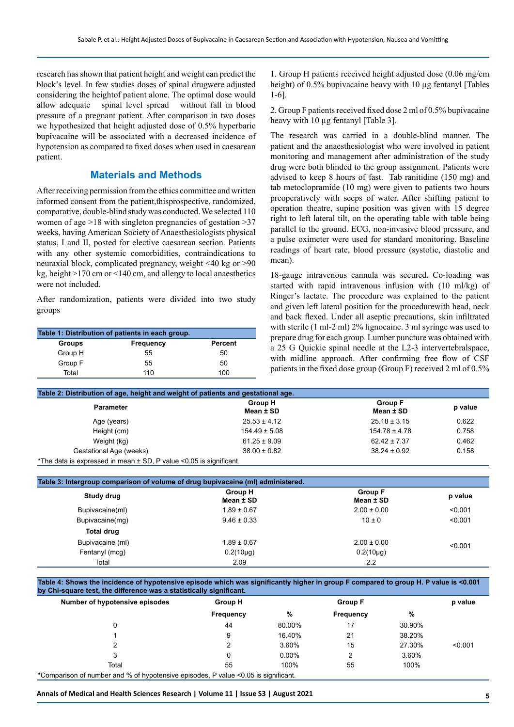research has shown that patient height and weight can predict the block's level. In few studies doses of spinal drugwere adjusted considering the heightof patient alone. The optimal dose would allow adequate spinal level spread without fall in blood pressure of a pregnant patient. After comparison in two doses we hypothesized that height adjusted dose of 0.5% hyperbaric bupivacaine will be associated with a decreased incidence of hypotension as compared to fixed doses when used in caesarean patient.

## Materials and Methods

After receiving permission from the ethics committee and written informed consent from the patient,thisprospective, randomized, comparative, double-blind study was conducted. We selected 110 women of age >18 with singleton pregnancies of gestation >37 weeks, having American Society of Anaesthesiologists physical status, I and II, posted for elective caesarean section. Patients with any other systemic comorbidities, contraindications to neuraxial block, complicated pregnancy, weight <40 kg or >90 kg, height >170 cm or <140 cm, and allergy to local anaesthetics were not included.

After randomization, patients were divided into two study groups

**Table 1: Distribution of patients in each group.**

| Groups | Frequency | Percent |
|---|---|---|
| Group H | 55 | 50 |
| Group F | 55 | 50 |
| Total | 110 | 100 |

1. Group H patients received height adjusted dose (0.06 mg/cm height) of 0.5% bupivacaine heavy with 10 µg fentanyl [Tables 1-6].

2. Group F patients received fixed dose 2 ml of 0.5% bupivacaine heavy with 10 µg fentanyl [Table 3].

The research was carried in a double-blind manner. The patient and the anaesthesiologist who were involved in patient monitoring and management after administration of the study drug were both blinded to the group assignment. Patients were advised to keep 8 hours of fast. Tab ranitidine (150 mg) and tab metoclopramide (10 mg) were given to patients two hours preoperatively with seeps of water. After shifting patient to operation theatre, supine position was given with 15 degree right to left lateral tilt, on the operating table with table being parallel to the ground. ECG, non-invasive blood pressure, and a pulse oximeter were used for standard monitoring. Baseline readings of heart rate, blood pressure (systolic, diastolic and mean).

18-gauge intravenous cannula was secured. Co-loading was started with rapid intravenous infusion with (10 ml/kg) of Ringer's lactate. The procedure was explained to the patient and given left lateral position for the procedurewith head, neck and back flexed. Under all aseptic precautions, skin infiltrated with sterile (1 ml-2 ml) 2% lignocaine. 3 ml syringe was used to prepare drug for each group. Lumber puncture was obtained with a 25 G Quickie spinal needle at the L2-3 intervertebralspace, with midline approach. After confirming free flow of CSF patients in the fixed dose group (Group F) received 2 ml of 0.5%

**Table 2: Distribution of age, height and weight of patients and gestational age.**

| Parameter | Group H Mean ± SD | Group F Mean ± SD | p value |
|---|---|---|---|
| Age (years) | 25.53 ± 4.12 | 25.18 ± 3.15 | 0.622 |
| Height (cm) | 154.49 ± 5.08 | 154.78 ± 4.78 | 0.758 |
| Weight (kg) | 61.25 ± 9.09 | 62.42 ± 7.37 | 0.462 |
| Gestational Age (weeks) | 38.00 ± 0.82 | 38.24 ± 0.92 | 0.158 |

*The data is expressed in mean ± SD, P value <0.05 is significant

**Table 3: Intergroup comparison of volume of drug bupivacaine (ml) administered.**

| Study drug | Group H Mean ± SD | Group F Mean ± SD | p value |
|---|---|---|---|
| Bupivacaine(ml) | 1.89 ± 0.67 | 2.00 ± 0.00 | <0.001 |
| Bupivacaine(mg) | 9.46 ± 0.33 | 10 ± 0 | <0.001 |
| **Total drug** | | | |
| Bupivacaine (ml) | 1.89 ± 0.67 | 2.00 ± 0.00 | <0.001 |
| Fentanyl (mcg) | 0.2(10µg) | 0.2(10µg) | |
| Total | 2.09 | 2.2 | |

**Table 4: Shows the incidence of hypotensive episode which was significantly higher in group F compared to group H. P value is <0.001 by Chi-square test, the difference was a statistically significant.**

| Number of hypotensive episodes | Group H | | Group F | | p value |
|---|---|---|---|---|---|
| | Frequency | % | Frequency | % | |
| 0 | 44 | 80.00% | 17 | 30.90% | |
| 1 | 9 | 16.40% | 21 | 38.20% | |
| 2 | 2 | 3.60% | 15 | 27.30% | <0.001 |
| 3 | 0 | 0.00% | 2 | 3.60% | |
| Total | 55 | 100% | 55 | 100% | |

*Comparison of number and % of hypotensive episodes, P value <0.05 is significant.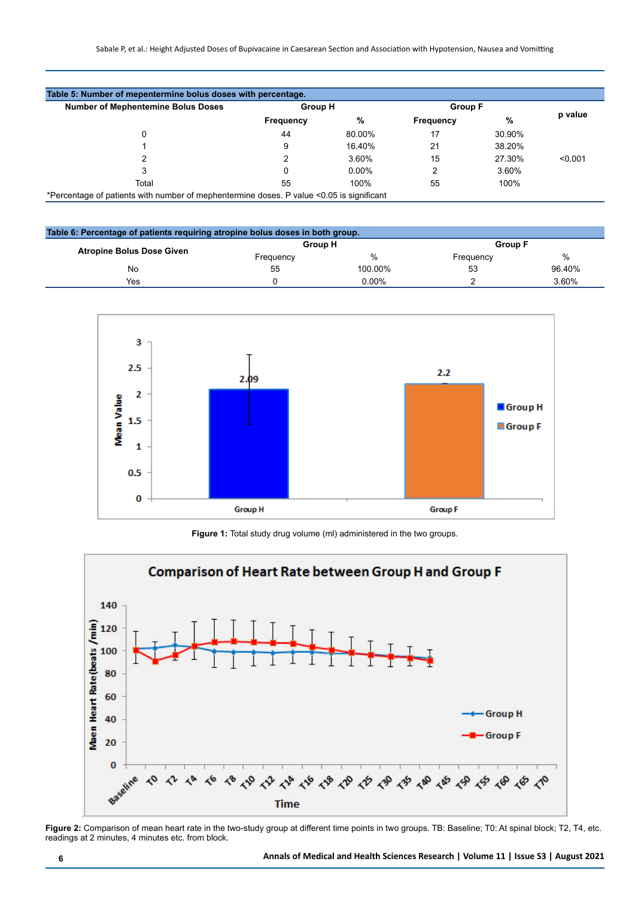**Table 5: Number of mepentermine bolus doses with percentage.**

| Number of Mephentemine Bolus Doses | Group H | | Group F | | p value |
|---|---|---|---|---|---|
| | Frequency | % | Frequency | % | |
| 0 | 44 | 80.00% | 17 | 30.90% | |
| 1 | 9 | 16.40% | 21 | 38.20% | |
| 2 | 2 | 3.60% | 15 | 27.30% | <0.001 |
| 3 | 0 | 0.00% | 2 | 3.60% | |
| Total | 55 | 100% | 55 | 100% | |

*Percentage of patients with number of mephentermine doses. P value <0.05 is significant

**Table 6: Percentage of patients requiring atropine bolus doses in both group.**

| Atropine Bolus Dose Given | Group H | | Group F | |
|---|---|---|---|---|
| | Frequency | % | Frequency | % |
| No | 55 | 100.00% | 53 | 96.40% |
| Yes | 0 | 0.00% | 2 | 3.60% |

**Figure 1:** Total study drug volume (ml) administered in the two groups.

**Figure 2:** Comparison of mean heart rate in the two-study group at different time points in two groups. TB: Baseline; T0: At spinal block; T2, T4, etc. readings at 2 minutes, 4 minutes etc. from block.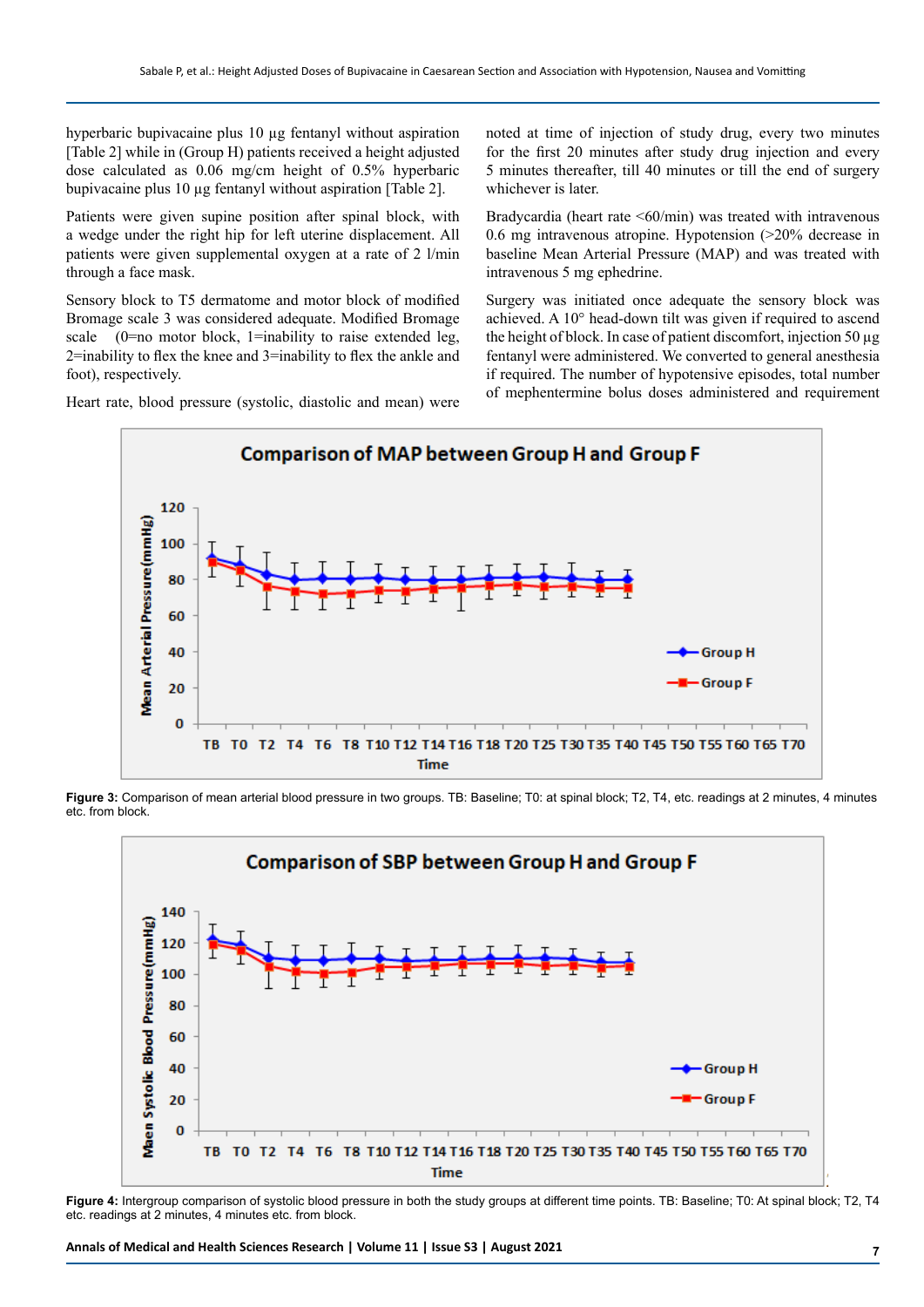hyperbaric bupivacaine plus 10 µg fentanyl without aspiration [Table 2] while in (Group H) patients received a height adjusted dose calculated as 0.06 mg/cm height of 0.5% hyperbaric bupivacaine plus 10 µg fentanyl without aspiration [Table 2].

Patients were given supine position after spinal block, with a wedge under the right hip for left uterine displacement. All patients were given supplemental oxygen at a rate of 2 l/min through a face mask.

Sensory block to T5 dermatome and motor block of modified Bromage scale 3 was considered adequate. Modified Bromage scale (0=no motor block, 1=inability to raise extended leg, 2=inability to flex the knee and 3=inability to flex the ankle and foot), respectively.

Heart rate, blood pressure (systolic, diastolic and mean) were noted at time of injection of study drug, every two minutes for the first 20 minutes after study drug injection and every 5 minutes thereafter, till 40 minutes or till the end of surgery whichever is later.

Bradycardia (heart rate <60/min) was treated with intravenous 0.6 mg intravenous atropine. Hypotension (>20% decrease in baseline Mean Arterial Pressure (MAP) and was treated with intravenous 5 mg ephedrine.

Surgery was initiated once adequate the sensory block was achieved. A 10° head-down tilt was given if required to ascend the height of block. In case of patient discomfort, injection 50 µg fentanyl were administered. We converted to general anesthesia if required. The number of hypotensive episodes, total number of mephentermine bolus doses administered and requirement

**Figure 3:** Comparison of mean arterial blood pressure in two groups. TB: Baseline; T0: at spinal block; T2, T4, etc. readings at 2 minutes, 4 minutes etc. from block.

**Figure 4:** Intergroup comparison of systolic blood pressure in both the study groups at different time points. TB: Baseline; T0: At spinal block; T2, T4 etc. readings at 2 minutes, 4 minutes etc. from block.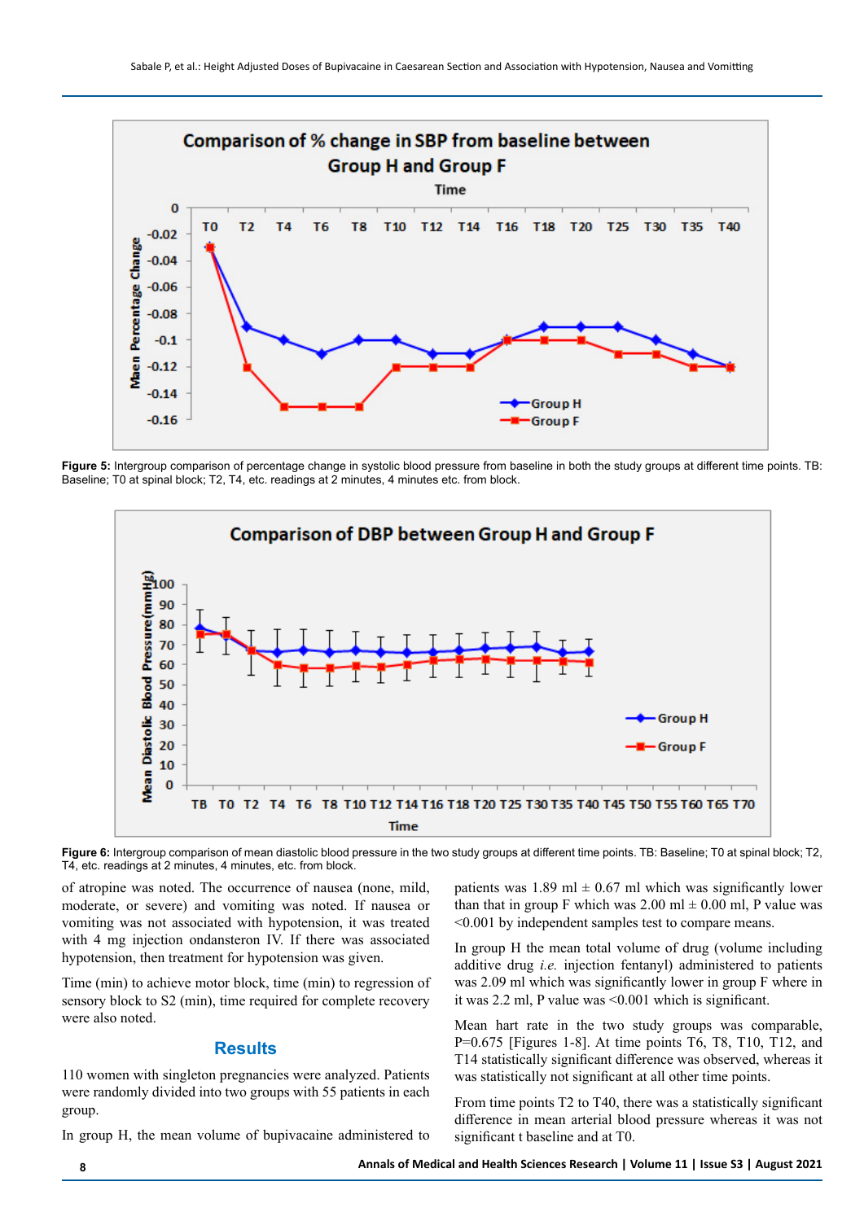Figure 5: Intergroup comparison of percentage change in systolic blood pressure from baseline in both the study groups at different time points. TB: Baseline; T0 at spinal block; T2, T4, etc. readings at 2 minutes, 4 minutes etc. from block.

Figure 6: Intergroup comparison of mean diastolic blood pressure in the two study groups at different time points. TB: Baseline; T0 at spinal block; T2, T4, etc. readings at 2 minutes, 4 minutes, etc. from block.

of atropine was noted. The occurrence of nausea (none, mild, moderate, or severe) and vomiting was noted. If nausea or vomiting was not associated with hypotension, it was treated with 4 mg injection ondansteron IV. If there was associated hypotension, then treatment for hypotension was given.

Time (min) to achieve motor block, time (min) to regression of sensory block to S2 (min), time required for complete recovery were also noted.

## Results

110 women with singleton pregnancies were analyzed. Patients were randomly divided into two groups with 55 patients in each group.

In group H, the mean volume of bupivacaine administered to patients was 1.89 ml ± 0.67 ml which was significantly lower than that in group F which was 2.00 ml ± 0.00 ml, P value was <0.001 by independent samples test to compare means.

In group H the mean total volume of drug (volume including additive drug *i.e.* injection fentanyl) administered to patients was 2.09 ml which was significantly lower in group F where in it was 2.2 ml, P value was <0.001 which is significant.

Mean hart rate in the two study groups was comparable, P=0.675 [Figures 1-8]. At time points T6, T8, T10, T12, and T14 statistically significant difference was observed, whereas it was statistically not significant at all other time points.

From time points T2 to T40, there was a statistically significant difference in mean arterial blood pressure whereas it was not significant t baseline and at T0.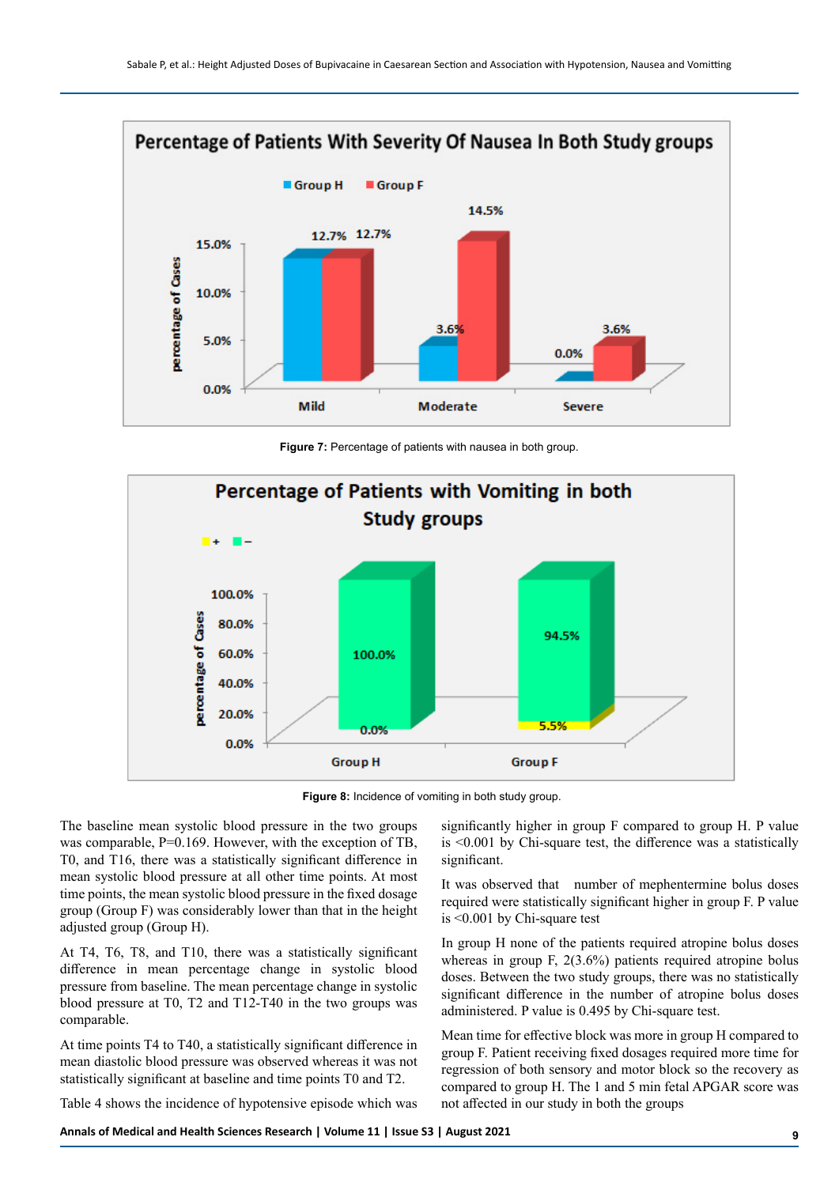Figure 7: Percentage of patients with nausea in both group.

Figure 8: Incidence of vomiting in both study group.

The baseline mean systolic blood pressure in the two groups was comparable, P=0.169. However, with the exception of TB, T0, and T16, there was a statistically significant difference in mean systolic blood pressure at all other time points. At most time points, the mean systolic blood pressure in the fixed dosage group (Group F) was considerably lower than that in the height adjusted group (Group H).

At T4, T6, T8, and T10, there was a statistically significant difference in mean percentage change in systolic blood pressure from baseline. The mean percentage change in systolic blood pressure at T0, T2 and T12-T40 in the two groups was comparable.

At time points T4 to T40, a statistically significant difference in mean diastolic blood pressure was observed whereas it was not statistically significant at baseline and time points T0 and T2.

Table 4 shows the incidence of hypotensive episode which was significantly higher in group F compared to group H. P value is <0.001 by Chi-square test, the difference was a statistically significant.

It was observed that number of mephentermine bolus doses required were statistically significant higher in group F. P value is <0.001 by Chi-square test

In group H none of the patients required atropine bolus doses whereas in group F, 2(3.6%) patients required atropine bolus doses. Between the two study groups, there was no statistically significant difference in the number of atropine bolus doses administered. P value is 0.495 by Chi-square test.

Mean time for effective block was more in group H compared to group F. Patient receiving fixed dosages required more time for regression of both sensory and motor block so the recovery as compared to group H. The 1 and 5 min fetal APGAR score was not affected in our study in both the groups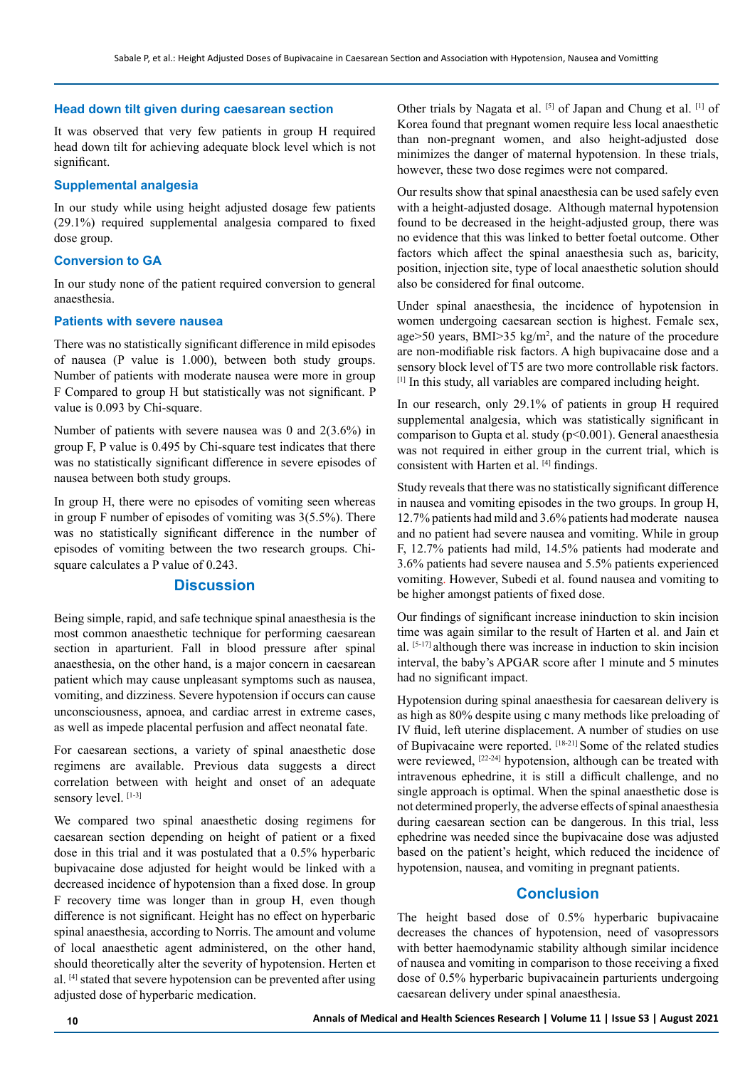### Head down tilt given during caesarean section

It was observed that very few patients in group H required head down tilt for achieving adequate block level which is not significant.

### Supplemental analgesia

In our study while using height adjusted dosage few patients (29.1%) required supplemental analgesia compared to fixed dose group.

### Conversion to GA

In our study none of the patient required conversion to general anaesthesia.

### Patients with severe nausea

There was no statistically significant difference in mild episodes of nausea (P value is 1.000), between both study groups. Number of patients with moderate nausea were more in group F Compared to group H but statistically was not significant. P value is 0.093 by Chi-square.

Number of patients with severe nausea was 0 and 2(3.6%) in group F, P value is 0.495 by Chi-square test indicates that there was no statistically significant difference in severe episodes of nausea between both study groups.

In group H, there were no episodes of vomiting seen whereas in group F number of episodes of vomiting was 3(5.5%). There was no statistically significant difference in the number of episodes of vomiting between the two research groups. Chi-square calculates a P value of 0.243.

## Discussion

Being simple, rapid, and safe technique spinal anaesthesia is the most common anaesthetic technique for performing caesarean section in aparturient. Fall in blood pressure after spinal anaesthesia, on the other hand, is a major concern in caesarean patient which may cause unpleasant symptoms such as nausea, vomiting, and dizziness. Severe hypotension if occurs can cause unconsciousness, apnoea, and cardiac arrest in extreme cases, as well as impede placental perfusion and affect neonatal fate.

For caesarean sections, a variety of spinal anaesthetic dose regimens are available. Previous data suggests a direct correlation between with height and onset of an adequate sensory level. [1-3]

We compared two spinal anaesthetic dosing regimens for caesarean section depending on height of patient or a fixed dose in this trial and it was postulated that a 0.5% hyperbaric bupivacaine dose adjusted for height would be linked with a decreased incidence of hypotension than a fixed dose. In group F recovery time was longer than in group H, even though difference is not significant. Height has no effect on hyperbaric spinal anaesthesia, according to Norris. The amount and volume of local anaesthetic agent administered, on the other hand, should theoretically alter the severity of hypotension. Herten et al. [4] stated that severe hypotension can be prevented after using adjusted dose of hyperbaric medication.

Other trials by Nagata et al. [5] of Japan and Chung et al. [1] of Korea found that pregnant women require less local anaesthetic than non-pregnant women, and also height-adjusted dose minimizes the danger of maternal hypotension. In these trials, however, these two dose regimes were not compared.

Our results show that spinal anaesthesia can be used safely even with a height-adjusted dosage. Although maternal hypotension found to be decreased in the height-adjusted group, there was no evidence that this was linked to better foetal outcome. Other factors which affect the spinal anaesthesia such as, baricity, position, injection site, type of local anaesthetic solution should also be considered for final outcome.

Under spinal anaesthesia, the incidence of hypotension in women undergoing caesarean section is highest. Female sex, age>50 years, BMI>35 kg/m$^2$, and the nature of the procedure are non-modifiable risk factors. A high bupivacaine dose and a sensory block level of T5 are two more controllable risk factors. [1] In this study, all variables are compared including height.

In our research, only 29.1% of patients in group H required supplemental analgesia, which was statistically significant in comparison to Gupta et al. study (p<0.001). General anaesthesia was not required in either group in the current trial, which is consistent with Harten et al. [4] findings.

Study reveals that there was no statistically significant difference in nausea and vomiting episodes in the two groups. In group H, 12.7% patients had mild and 3.6% patients had moderate nausea and no patient had severe nausea and vomiting. While in group F, 12.7% patients had mild, 14.5% patients had moderate and 3.6% patients had severe nausea and 5.5% patients experienced vomiting. However, Subedi et al. found nausea and vomiting to be higher amongst patients of fixed dose.

Our findings of significant increase ininduction to skin incision time was again similar to the result of Harten et al. and Jain et al. [5-17] although there was increase in induction to skin incision interval, the baby's APGAR score after 1 minute and 5 minutes had no significant impact.

Hypotension during spinal anaesthesia for caesarean delivery is as high as 80% despite using c many methods like preloading of IV fluid, left uterine displacement. A number of studies on use of Bupivacaine were reported. [18-21] Some of the related studies were reviewed, [22-24] hypotension, although can be treated with intravenous ephedrine, it is still a difficult challenge, and no single approach is optimal. When the spinal anaesthetic dose is not determined properly, the adverse effects of spinal anaesthesia during caesarean section can be dangerous. In this trial, less ephedrine was needed since the bupivacaine dose was adjusted based on the patient's height, which reduced the incidence of hypotension, nausea, and vomiting in pregnant patients.

## Conclusion

The height based dose of 0.5% hyperbaric bupivacaine decreases the chances of hypotension, need of vasopressors with better haemodynamic stability although similar incidence of nausea and vomiting in comparison to those receiving a fixed dose of 0.5% hyperbaric bupivacainein parturients undergoing caesarean delivery under spinal anaesthesia.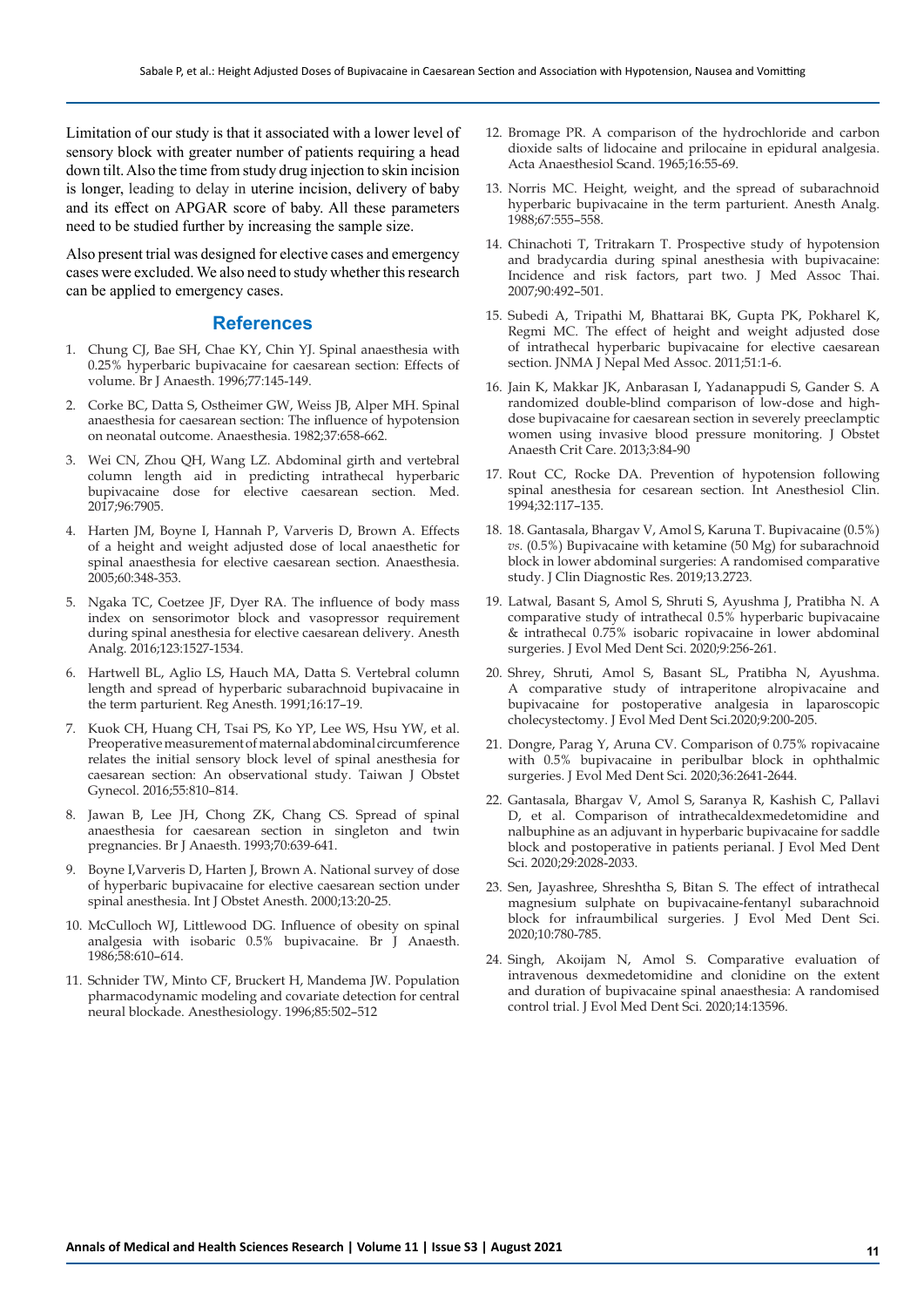Limitation of our study is that it associated with a lower level of sensory block with greater number of patients requiring a head down tilt. Also the time from study drug injection to skin incision is longer, leading to delay in uterine incision, delivery of baby and its effect on APGAR score of baby. All these parameters need to be studied further by increasing the sample size.

Also present trial was designed for elective cases and emergency cases were excluded. We also need to study whether this research can be applied to emergency cases.

## References

1. Chung CJ, Bae SH, Chae KY, Chin YJ. Spinal anaesthesia with 0.25% hyperbaric bupivacaine for caesarean section: Effects of volume. Br J Anaesth. 1996;77:145-149.
2. Corke BC, Datta S, Ostheimer GW, Weiss JB, Alper MH. Spinal anaesthesia for caesarean section: The influence of hypotension on neonatal outcome. Anaesthesia. 1982;37:658-662.
3. Wei CN, Zhou QH, Wang LZ. Abdominal girth and vertebral column length aid in predicting intrathecal hyperbaric bupivacaine dose for elective caesarean section. Med. 2017;96:7905.
4. Harten JM, Boyne I, Hannah P, Varveris D, Brown A. Effects of a height and weight adjusted dose of local anaesthetic for spinal anaesthesia for elective caesarean section. Anaesthesia. 2005;60:348-353.
5. Ngaka TC, Coetzee JF, Dyer RA. The influence of body mass index on sensorimotor block and vasopressor requirement during spinal anesthesia for elective caesarean delivery. Anesth Analg. 2016;123:1527-1534.
6. Hartwell BL, Aglio LS, Hauch MA, Datta S. Vertebral column length and spread of hyperbaric subarachnoid bupivacaine in the term parturient. Reg Anesth. 1991;16:17–19.
7. Kuok CH, Huang CH, Tsai PS, Ko YP, Lee WS, Hsu YW, et al. Preoperative measurement of maternal abdominal circumference relates the initial sensory block level of spinal anesthesia for caesarean section: An observational study. Taiwan J Obstet Gynecol. 2016;55:810–814.
8. Jawan B, Lee JH, Chong ZK, Chang CS. Spread of spinal anaesthesia for caesarean section in singleton and twin pregnancies. Br J Anaesth. 1993;70:639-641.
9. Boyne I,Varveris D, Harten J, Brown A. National survey of dose of hyperbaric bupivacaine for elective caesarean section under spinal anesthesia. Int J Obstet Anesth. 2000;13:20-25.
10. McCulloch WJ, Littlewood DG. Influence of obesity on spinal analgesia with isobaric 0.5% bupivacaine. Br J Anaesth. 1986;58:610–614.
11. Schnider TW, Minto CF, Bruckert H, Mandema JW. Population pharmacodynamic modeling and covariate detection for central neural blockade. Anesthesiology. 1996;85:502–512
12. Bromage PR. A comparison of the hydrochloride and carbon dioxide salts of lidocaine and prilocaine in epidural analgesia. Acta Anaesthesiol Scand. 1965;16:55-69.
13. Norris MC. Height, weight, and the spread of subarachnoid hyperbaric bupivacaine in the term parturient. Anesth Analg. 1988;67:555–558.
14. Chinachoti T, Tritrakarn T. Prospective study of hypotension and bradycardia during spinal anesthesia with bupivacaine: Incidence and risk factors, part two. J Med Assoc Thai. 2007;90:492–501.
15. Subedi A, Tripathi M, Bhattarai BK, Gupta PK, Pokharel K, Regmi MC. The effect of height and weight adjusted dose of intrathecal hyperbaric bupivacaine for elective caesarean section. JNMA J Nepal Med Assoc. 2011;51:1-6.
16. Jain K, Makkar JK, Anbarasan I, Yadanappudi S, Gander S. A randomized double-blind comparison of low-dose and high-dose bupivacaine for caesarean section in severely preeclamptic women using invasive blood pressure monitoring. J Obstet Anaesth Crit Care. 2013;3:84-90
17. Rout CC, Rocke DA. Prevention of hypotension following spinal anesthesia for cesarean section. Int Anesthesiol Clin. 1994;32:117–135.
18. 18. Gantasala, Bhargav V, Amol S, Karuna T. Bupivacaine (0.5%) *vs.* (0.5%) Bupivacaine with ketamine (50 Mg) for subarachnoid block in lower abdominal surgeries: A randomised comparative study. J Clin Diagnostic Res. 2019;13.2723.
19. Latwal, Basant S, Amol S, Shruti S, Ayushma J, Pratibha N. A comparative study of intrathecal 0.5% hyperbaric bupivacaine & intrathecal 0.75% isobaric ropivacaine in lower abdominal surgeries. J Evol Med Dent Sci. 2020;9:256-261.
20. Shrey, Shruti, Amol S, Basant SL, Pratibha N, Ayushma. A comparative study of intraperitone alropivacaine and bupivacaine for postoperative analgesia in laparoscopic cholecystectomy. J Evol Med Dent Sci.2020;9:200-205.
21. Dongre, Parag Y, Aruna CV. Comparison of 0.75% ropivacaine with 0.5% bupivacaine in peribulbar block in ophthalmic surgeries. J Evol Med Dent Sci. 2020;36:2641-2644.
22. Gantasala, Bhargav V, Amol S, Saranya R, Kashish C, Pallavi D, et al. Comparison of intrathecaldexmedetomidine and nalbuphine as an adjuvant in hyperbaric bupivacaine for saddle block and postoperative in patients perianal. J Evol Med Dent Sci. 2020;29:2028-2033.
23. Sen, Jayashree, Shreshtha S, Bitan S. The effect of intrathecal magnesium sulphate on bupivacaine-fentanyl subarachnoid block for infraumbilical surgeries. J Evol Med Dent Sci. 2020;10:780-785.
24. Singh, Akoijam N, Amol S. Comparative evaluation of intravenous dexmedetomidine and clonidine on the extent and duration of bupivacaine spinal anaesthesia: A randomised control trial. J Evol Med Dent Sci. 2020;14:13596.